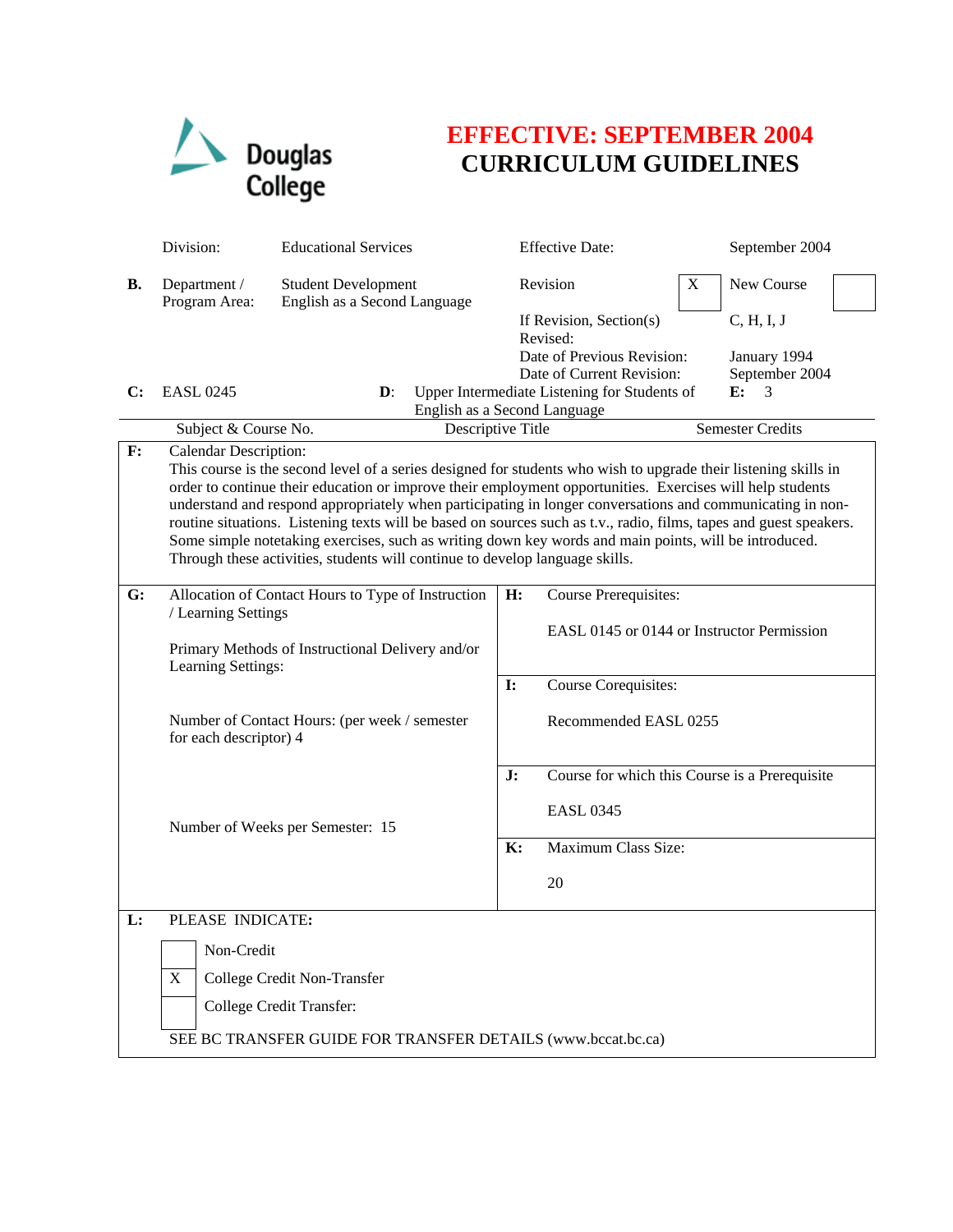Douglas College

# EFFECTIVE: SEPTEMBER 2004
# CURRICULUM GUIDELINES

| | | | | |
|---|---|---|---|---|
| | Division: | Educational Services | Effective Date: | September 2004 |
| **B.** | Department / Program Area: | Student Development English as a Second Language | Revision [X] | New Course [ ] |
| | | | If Revision, Section(s) Revised: | C, H, I, J |
| | | | Date of Previous Revision: | January 1994 |
| | | | Date of Current Revision: | September 2004 |

| | Subject & Course No. | | Descriptive Title | | Semester Credits |
|---|---|---|---|---|---|
| **C:** | EASL 0245 | **D:** | Upper Intermediate Listening for Students of English as a Second Language | **E:** | 3 |

**F:** Calendar Description:

This course is the second level of a series designed for students who wish to upgrade their listening skills in order to continue their education or improve their employment opportunities. Exercises will help students understand and respond appropriately when participating in longer conversations and communicating in non-routine situations. Listening texts will be based on sources such as t.v., radio, films, tapes and guest speakers. Some simple notetaking exercises, such as writing down key words and main points, will be introduced. Through these activities, students will continue to develop language skills.

**G:** Allocation of Contact Hours to Type of Instruction / Learning Settings

Primary Methods of Instructional Delivery and/or Learning Settings:

Number of Contact Hours: (per week / semester for each descriptor) 4

Number of Weeks per Semester: 15

**H:** Course Prerequisites:

EASL 0145 or 0144 or Instructor Permission

**I:** Course Corequisites:

Recommended EASL 0255

**J:** Course for which this Course is a Prerequisite

EASL 0345

**K:** Maximum Class Size:

20

**L:** PLEASE INDICATE:

- [ ] Non-Credit
- [X] College Credit Non-Transfer
- [ ] College Credit Transfer:

SEE BC TRANSFER GUIDE FOR TRANSFER DETAILS (www.bccat.bc.ca)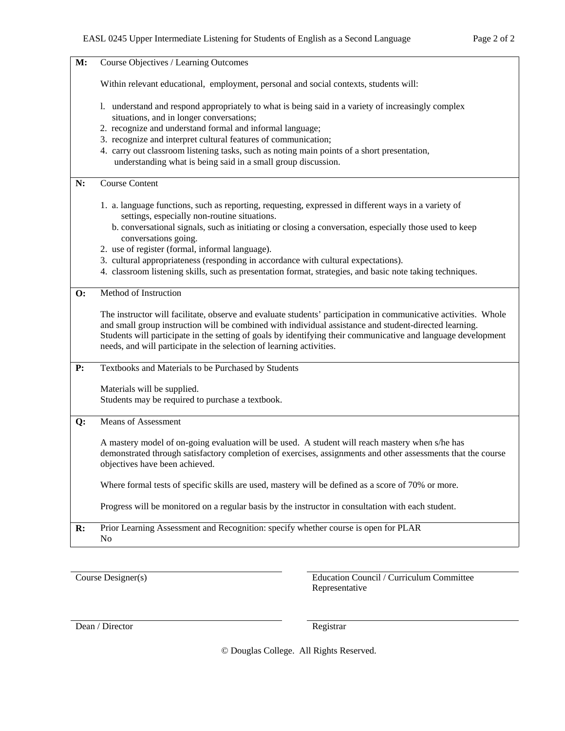**M:** Course Objectives / Learning Outcomes

Within relevant educational, employment, personal and social contexts, students will:

1. understand and respond appropriately to what is being said in a variety of increasingly complex situations, and in longer conversations;
2. recognize and understand formal and informal language;
3. recognize and interpret cultural features of communication;
4. carry out classroom listening tasks, such as noting main points of a short presentation, understanding what is being said in a small group discussion.

**N:** Course Content

1. a. language functions, such as reporting, requesting, expressed in different ways in a variety of settings, especially non-routine situations.
   b. conversational signals, such as initiating or closing a conversation, especially those used to keep conversations going.
2. use of register (formal, informal language).
3. cultural appropriateness (responding in accordance with cultural expectations).
4. classroom listening skills, such as presentation format, strategies, and basic note taking techniques.

**O:** Method of Instruction

The instructor will facilitate, observe and evaluate students' participation in communicative activities. Whole and small group instruction will be combined with individual assistance and student-directed learning. Students will participate in the setting of goals by identifying their communicative and language development needs, and will participate in the selection of learning activities.

**P:** Textbooks and Materials to be Purchased by Students

Materials will be supplied.
Students may be required to purchase a textbook.

**Q:** Means of Assessment

A mastery model of on-going evaluation will be used. A student will reach mastery when s/he has demonstrated through satisfactory completion of exercises, assignments and other assessments that the course objectives have been achieved.

Where formal tests of specific skills are used, mastery will be defined as a score of 70% or more.

Progress will be monitored on a regular basis by the instructor in consultation with each student.

**R:** Prior Learning Assessment and Recognition: specify whether course is open for PLAR
No

| | |
|---|---|
| Course Designer(s) | Education Council / Curriculum Committee Representative |
| Dean / Director | Registrar |

© Douglas College. All Rights Reserved.